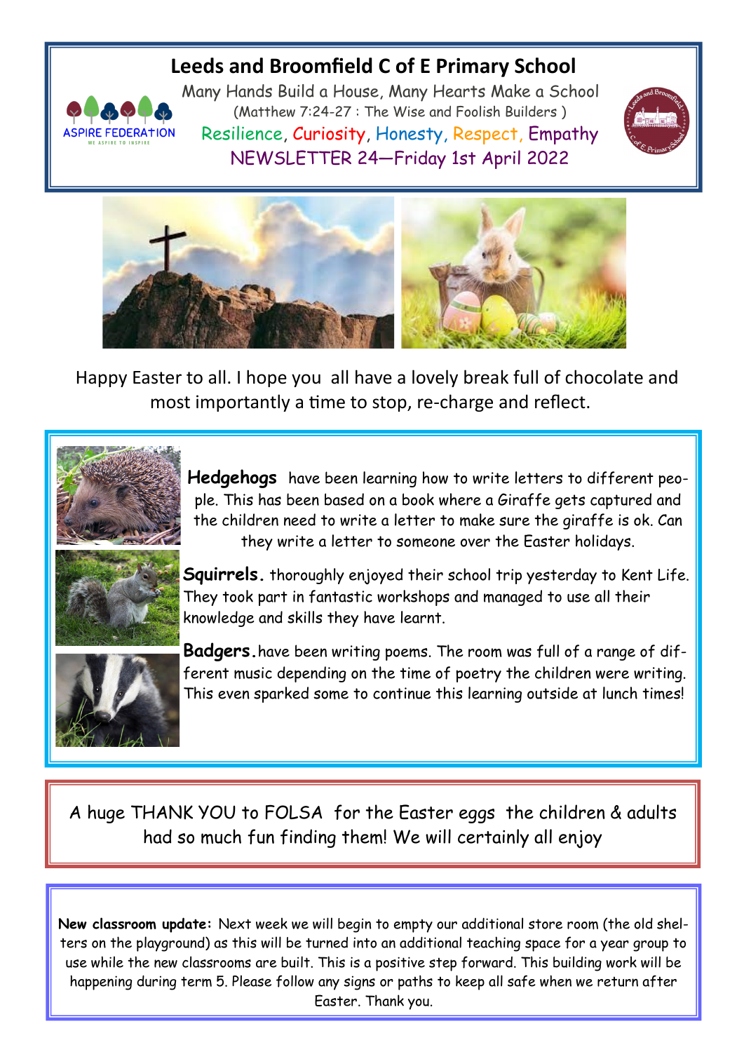# Leeds and Broomfield C of E Primary School

Many Hands Build a House, Many Hearts Make a School

(Matthew 7:24-27 : The Wise and Foolish Builders )

Resilience, Curiosity, Honesty, Respect, Empathy

NEWSLETTER 24—Friday 1st April 2022

ASPIRE FEDERATION

WE ASPIRE TO INSPIRE

Happy Easter to all. I hope you all have a lovely break full of chocolate and most importantly a time to stop, re-charge and reflect.

**Hedgehogs** have been learning how to write letters to different people. This has been based on a book where a Giraffe gets captured and the children need to write a letter to make sure the giraffe is ok. Can they write a letter to someone over the Easter holidays.

**Squirrels.** thoroughly enjoyed their school trip yesterday to Kent Life. They took part in fantastic workshops and managed to use all their knowledge and skills they have learnt.

**Badgers.** have been writing poems. The room was full of a range of different music depending on the time of poetry the children were writing. This even sparked some to continue this learning outside at lunch times!

A huge THANK YOU to FOLSA for the Easter eggs the children & adults had so much fun finding them! We will certainly all enjoy

**New classroom update:** Next week we will begin to empty our additional store room (the old shelters on the playground) as this will be turned into an additional teaching space for a year group to use while the new classrooms are built. This is a positive step forward. This building work will be happening during term 5. Please follow any signs or paths to keep all safe when we return after Easter. Thank you.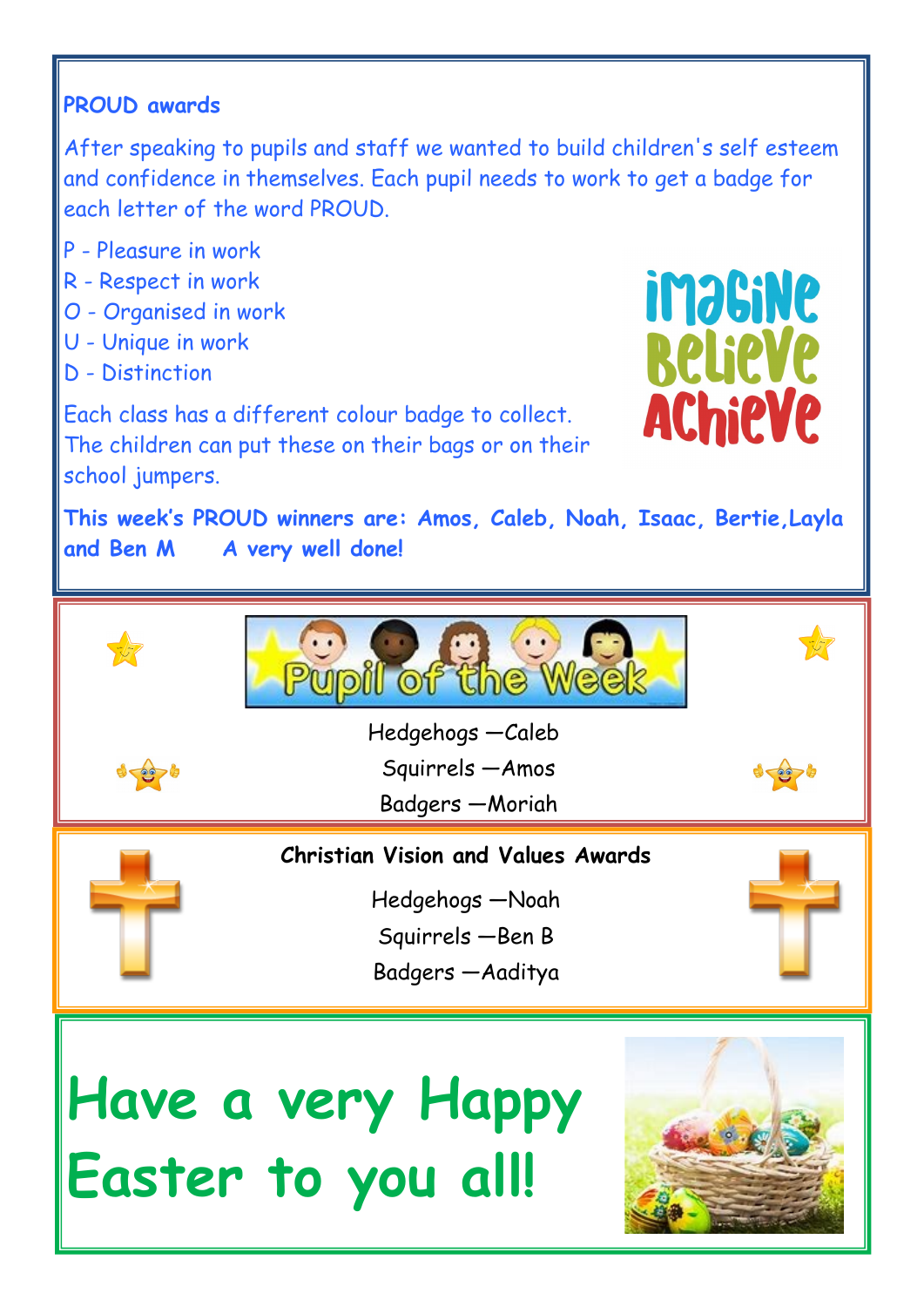## PROUD awards

After speaking to pupils and staff we wanted to build children's self esteem and confidence in themselves. Each pupil needs to work to get a badge for each letter of the word PROUD.

P - Pleasure in work
R - Respect in work
O - Organised in work
U - Unique in work
D - Distinction

Each class has a different colour badge to collect. The children can put these on their bags or on their school jumpers.

**This week's PROUD winners are: Amos, Caleb, Noah, Isaac, Bertie, Layla and Ben M     A very well done!**

## Pupil of the Week

Hedgehogs —Caleb
Squirrels —Amos
Badgers —Moriah

## Christian Vision and Values Awards

Hedgehogs —Noah
Squirrels —Ben B
Badgers —Aaditya

# Have a very Happy Easter to you all!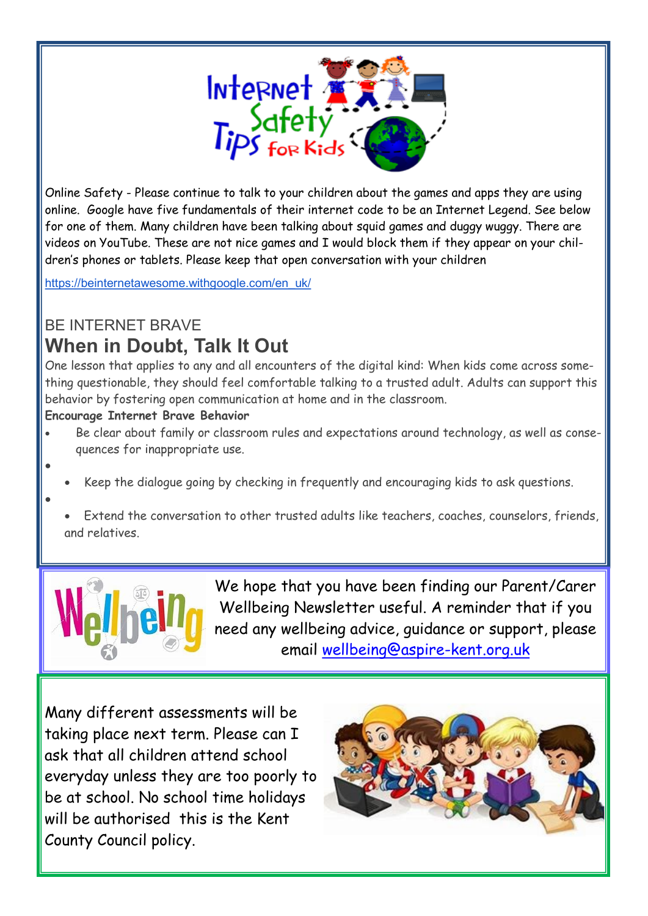Online Safety - Please continue to talk to your children about the games and apps they are using online. Google have five fundamentals of their internet code to be an Internet Legend. See below for one of them. Many children have been talking about squid games and duggy wuggy. There are videos on YouTube. These are not nice games and I would block them if they appear on your children's phones or tablets. Please keep that open conversation with your children

https://beinternetawesome.withgoogle.com/en_uk/

BE INTERNET BRAVE

## When in Doubt, Talk It Out

One lesson that applies to any and all encounters of the digital kind: When kids come across something questionable, they should feel comfortable talking to a trusted adult. Adults can support this behavior by fostering open communication at home and in the classroom.

**Encourage Internet Brave Behavior**

- Be clear about family or classroom rules and expectations around technology, as well as consequences for inappropriate use.
- Keep the dialogue going by checking in frequently and encouraging kids to ask questions.
- Extend the conversation to other trusted adults like teachers, coaches, counselors, friends, and relatives.

We hope that you have been finding our Parent/Carer Wellbeing Newsletter useful. A reminder that if you need any wellbeing advice, guidance or support, please email wellbeing@aspire-kent.org.uk

Many different assessments will be taking place next term. Please can I ask that all children attend school everyday unless they are too poorly to be at school. No school time holidays will be authorised this is the Kent County Council policy.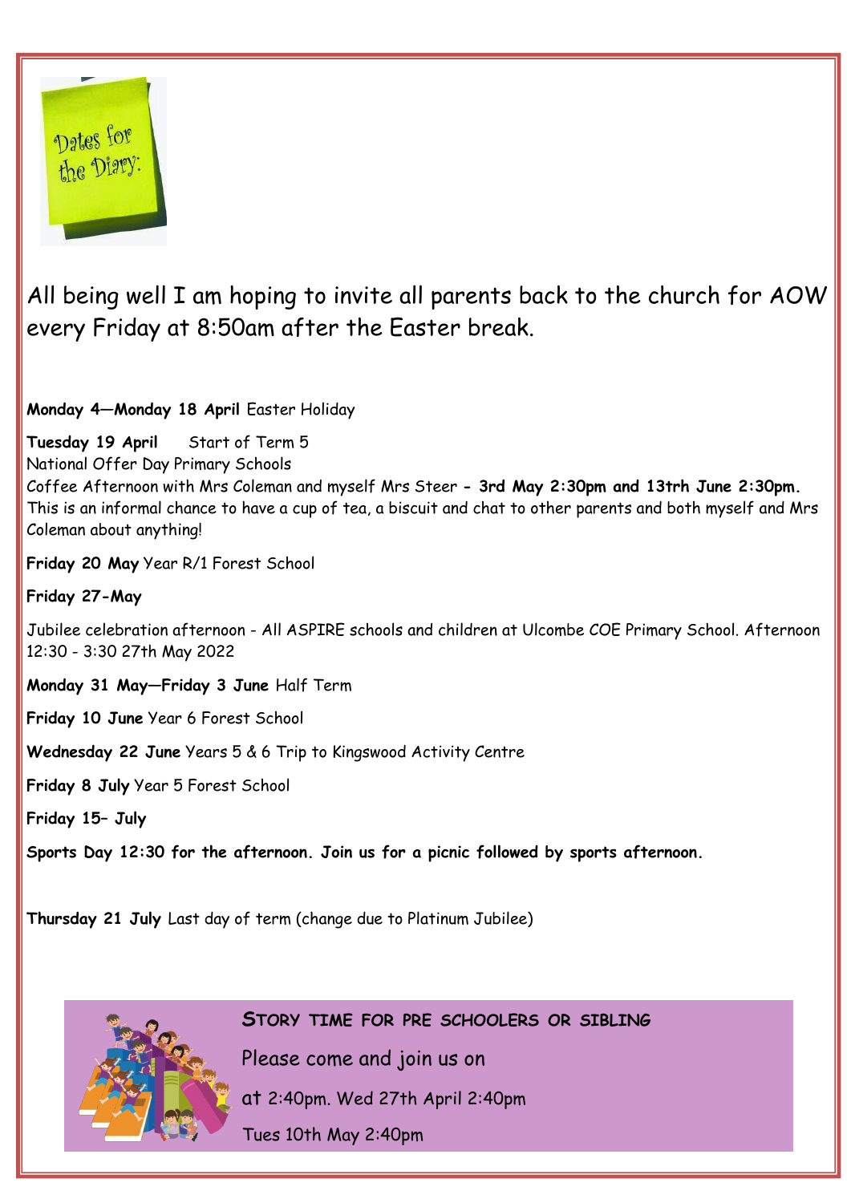Dates for the Diary:

All being well I am hoping to invite all parents back to the church for AOW every Friday at 8:50am after the Easter break.

**Monday 4—Monday 18 April** Easter Holiday

**Tuesday 19 April** Start of Term 5

National Offer Day Primary Schools

Coffee Afternoon with Mrs Coleman and myself Mrs Steer **- 3rd May 2:30pm and 13trh June 2:30pm.** This is an informal chance to have a cup of tea, a biscuit and chat to other parents and both myself and Mrs Coleman about anything!

**Friday 20 May** Year R/1 Forest School

**Friday 27-May**

Jubilee celebration afternoon - All ASPIRE schools and children at Ulcombe COE Primary School. Afternoon 12:30 - 3:30 27th May 2022

**Monday 31 May—Friday 3 June** Half Term

**Friday 10 June** Year 6 Forest School

**Wednesday 22 June** Years 5 & 6 Trip to Kingswood Activity Centre

**Friday 8 July** Year 5 Forest School

**Friday 15– July**

**Sports Day 12:30 for the afternoon. Join us for a picnic followed by sports afternoon.**

**Thursday 21 July** Last day of term (change due to Platinum Jubilee)

**STORY TIME FOR PRE SCHOOLERS OR SIBLING**

Please come and join us on

at 2:40pm. Wed 27th April 2:40pm

Tues 10th May 2:40pm